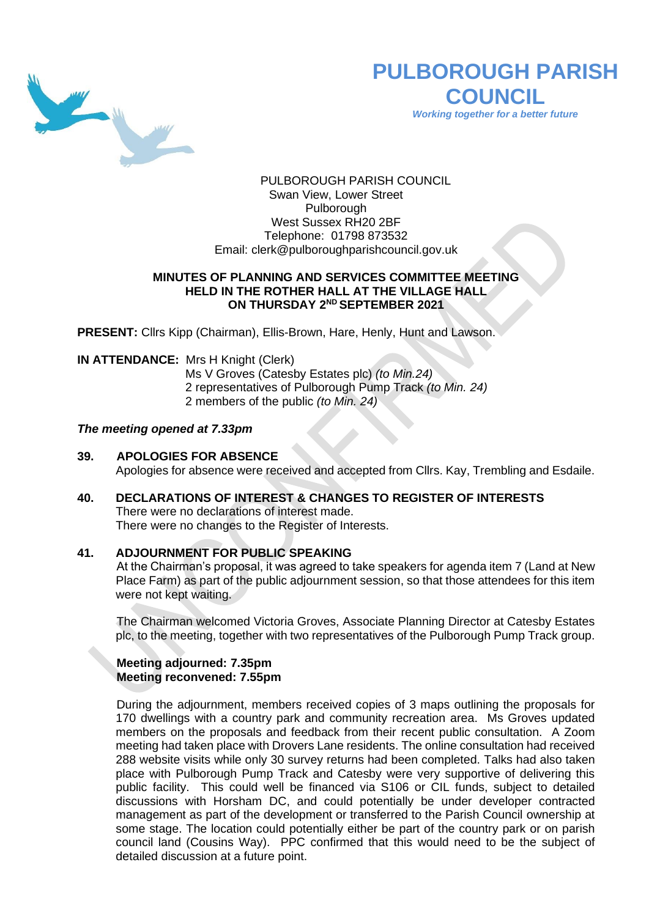# PULBOROUGH PARISH COUNCIL

*Working together for a better future*

PULBOROUGH PARISH COUNCIL
Swan View, Lower Street
Pulborough
West Sussex RH20 2BF
Telephone: 01798 873532
Email: clerk@pulboroughparishcouncil.gov.uk

## MINUTES OF PLANNING AND SERVICES COMMITTEE MEETING HELD IN THE ROTHER HALL AT THE VILLAGE HALL ON THURSDAY 2ND SEPTEMBER 2021

**PRESENT:** Cllrs Kipp (Chairman), Ellis-Brown, Hare, Henly, Hunt and Lawson.

**IN ATTENDANCE:** Mrs H Knight (Clerk)
Ms V Groves (Catesby Estates plc) *(to Min.24)*
2 representatives of Pulborough Pump Track *(to Min. 24)*
2 members of the public *(to Min. 24)*

***The meeting opened at 7.33pm***

**39. APOLOGIES FOR ABSENCE**

Apologies for absence were received and accepted from Cllrs. Kay, Trembling and Esdaile.

**40. DECLARATIONS OF INTEREST & CHANGES TO REGISTER OF INTERESTS**

There were no declarations of interest made.
There were no changes to the Register of Interests.

**41. ADJOURNMENT FOR PUBLIC SPEAKING**

At the Chairman's proposal, it was agreed to take speakers for agenda item 7 (Land at New Place Farm) as part of the public adjournment session, so that those attendees for this item were not kept waiting.

The Chairman welcomed Victoria Groves, Associate Planning Director at Catesby Estates plc, to the meeting, together with two representatives of the Pulborough Pump Track group.

**Meeting adjourned: 7.35pm**
**Meeting reconvened: 7.55pm**

During the adjournment, members received copies of 3 maps outlining the proposals for 170 dwellings with a country park and community recreation area. Ms Groves updated members on the proposals and feedback from their recent public consultation. A Zoom meeting had taken place with Drovers Lane residents. The online consultation had received 288 website visits while only 30 survey returns had been completed. Talks had also taken place with Pulborough Pump Track and Catesby were very supportive of delivering this public facility. This could well be financed via S106 or CIL funds, subject to detailed discussions with Horsham DC, and could potentially be under developer contracted management as part of the development or transferred to the Parish Council ownership at some stage. The location could potentially either be part of the country park or on parish council land (Cousins Way). PPC confirmed that this would need to be the subject of detailed discussion at a future point.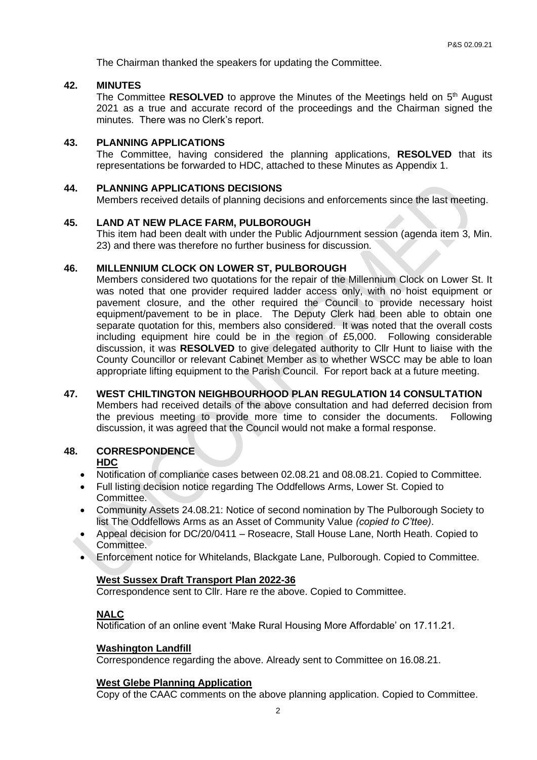The Chairman thanked the speakers for updating the Committee.

**42. MINUTES**

The Committee **RESOLVED** to approve the Minutes of the Meetings held on 5th August 2021 as a true and accurate record of the proceedings and the Chairman signed the minutes. There was no Clerk's report.

**43. PLANNING APPLICATIONS**

The Committee, having considered the planning applications, **RESOLVED** that its representations be forwarded to HDC, attached to these Minutes as Appendix 1.

**44. PLANNING APPLICATIONS DECISIONS**

Members received details of planning decisions and enforcements since the last meeting.

**45. LAND AT NEW PLACE FARM, PULBOROUGH**

This item had been dealt with under the Public Adjournment session (agenda item 3, Min. 23) and there was therefore no further business for discussion.

**46. MILLENNIUM CLOCK ON LOWER ST, PULBOROUGH**

Members considered two quotations for the repair of the Millennium Clock on Lower St. It was noted that one provider required ladder access only, with no hoist equipment or pavement closure, and the other required the Council to provide necessary hoist equipment/pavement to be in place. The Deputy Clerk had been able to obtain one separate quotation for this, members also considered. It was noted that the overall costs including equipment hire could be in the region of £5,000. Following considerable discussion, it was **RESOLVED** to give delegated authority to Cllr Hunt to liaise with the County Councillor or relevant Cabinet Member as to whether WSCC may be able to loan appropriate lifting equipment to the Parish Council. For report back at a future meeting.

**47. WEST CHILTINGTON NEIGHBOURHOOD PLAN REGULATION 14 CONSULTATION**

Members had received details of the above consultation and had deferred decision from the previous meeting to provide more time to consider the documents. Following discussion, it was agreed that the Council would not make a formal response.

**48. CORRESPONDENCE**

**HDC**

- Notification of compliance cases between 02.08.21 and 08.08.21. Copied to Committee.
- Full listing decision notice regarding The Oddfellows Arms, Lower St. Copied to Committee.
- Community Assets 24.08.21: Notice of second nomination by The Pulborough Society to list The Oddfellows Arms as an Asset of Community Value *(copied to C'ttee)*.
- Appeal decision for DC/20/0411 – Roseacre, Stall House Lane, North Heath. Copied to Committee.
- Enforcement notice for Whitelands, Blackgate Lane, Pulborough. Copied to Committee.

**West Sussex Draft Transport Plan 2022-36**

Correspondence sent to Cllr. Hare re the above. Copied to Committee.

**NALC**

Notification of an online event 'Make Rural Housing More Affordable' on 17.11.21.

**Washington Landfill**

Correspondence regarding the above. Already sent to Committee on 16.08.21.

**West Glebe Planning Application**

Copy of the CAAC comments on the above planning application. Copied to Committee.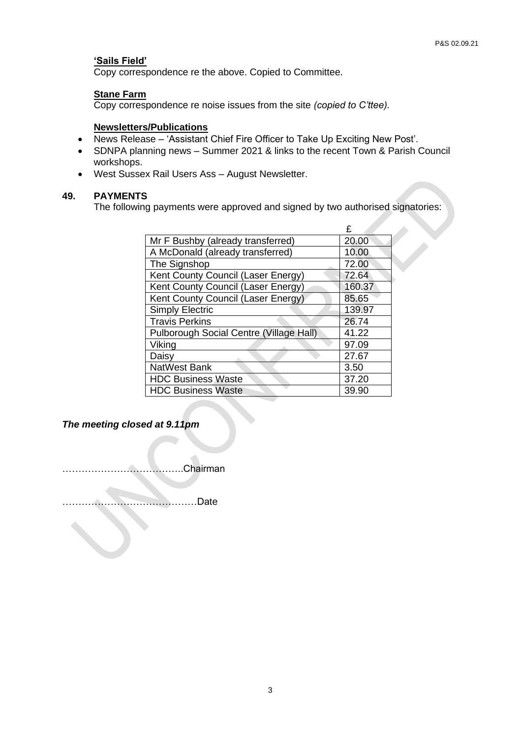**'Sails Field'**

Copy correspondence re the above. Copied to Committee.

**Stane Farm**

Copy correspondence re noise issues from the site *(copied to C'ttee).*

**Newsletters/Publications**

- News Release – 'Assistant Chief Fire Officer to Take Up Exciting New Post'.
- SDNPA planning news – Summer 2021 & links to the recent Town & Parish Council workshops.
- West Sussex Rail Users Ass – August Newsletter.

## 49. PAYMENTS

The following payments were approved and signed by two authorised signatories:

| | £ |
|---|---|
| Mr F Bushby (already transferred) | 20.00 |
| A McDonald (already transferred) | 10.00 |
| The Signshop | 72.00 |
| Kent County Council (Laser Energy) | 72.64 |
| Kent County Council (Laser Energy) | 160.37 |
| Kent County Council (Laser Energy) | 85.65 |
| Simply Electric | 139.97 |
| Travis Perkins | 26.74 |
| Pulborough Social Centre (Village Hall) | 41.22 |
| Viking | 97.09 |
| Daisy | 27.67 |
| NatWest Bank | 3.50 |
| HDC Business Waste | 37.20 |
| HDC Business Waste | 39.90 |

***The meeting closed at 9.11pm***

………………………………..Chairman

……………………………………Date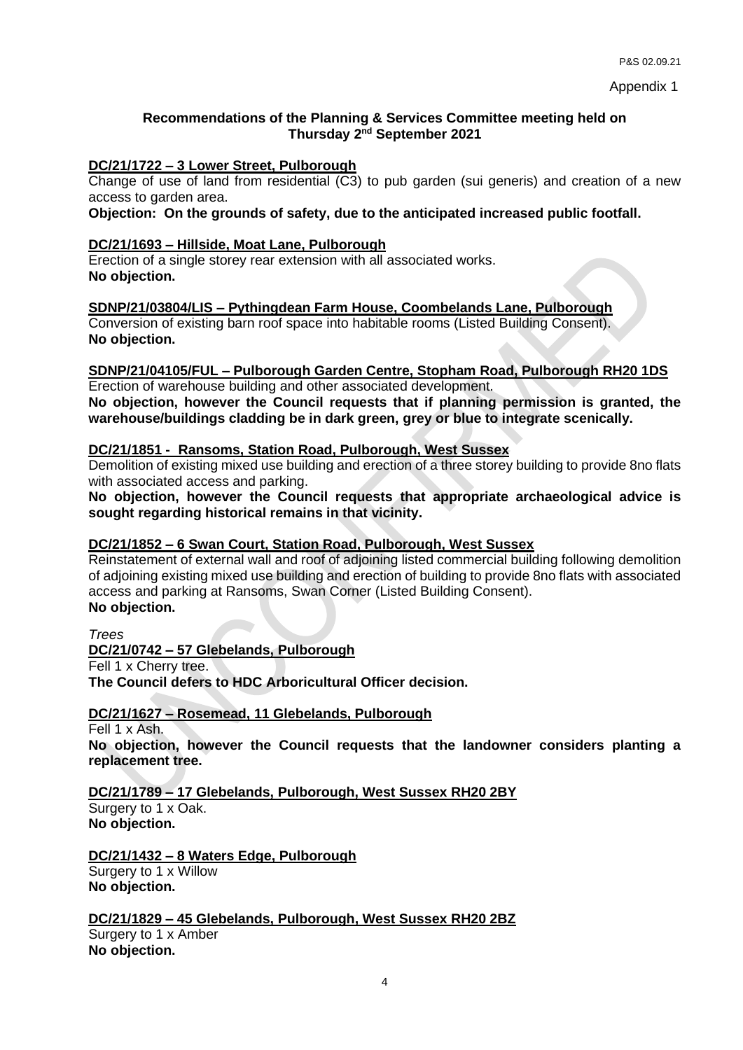P&S 02.09.21

Appendix 1

**Recommendations of the Planning & Services Committee meeting held on Thursday 2nd September 2021**

**DC/21/1722 – 3 Lower Street, Pulborough**

Change of use of land from residential (C3) to pub garden (sui generis) and creation of a new access to garden area.

**Objection: On the grounds of safety, due to the anticipated increased public footfall.**

**DC/21/1693 – Hillside, Moat Lane, Pulborough**

Erection of a single storey rear extension with all associated works.

**No objection.**

**SDNP/21/03804/LIS – Pythingdean Farm House, Coombelands Lane, Pulborough**

Conversion of existing barn roof space into habitable rooms (Listed Building Consent).

**No objection.**

**SDNP/21/04105/FUL – Pulborough Garden Centre, Stopham Road, Pulborough RH20 1DS**

Erection of warehouse building and other associated development.

**No objection, however the Council requests that if planning permission is granted, the warehouse/buildings cladding be in dark green, grey or blue to integrate scenically.**

**DC/21/1851 - Ransoms, Station Road, Pulborough, West Sussex**

Demolition of existing mixed use building and erection of a three storey building to provide 8no flats with associated access and parking.

**No objection, however the Council requests that appropriate archaeological advice is sought regarding historical remains in that vicinity.**

**DC/21/1852 – 6 Swan Court, Station Road, Pulborough, West Sussex**

Reinstatement of external wall and roof of adjoining listed commercial building following demolition of adjoining existing mixed use building and erection of building to provide 8no flats with associated access and parking at Ransoms, Swan Corner (Listed Building Consent).

**No objection.**

*Trees*

**DC/21/0742 – 57 Glebelands, Pulborough**

Fell 1 x Cherry tree.

**The Council defers to HDC Arboricultural Officer decision.**

**DC/21/1627 – Rosemead, 11 Glebelands, Pulborough**

Fell 1 x Ash.

**No objection, however the Council requests that the landowner considers planting a replacement tree.**

**DC/21/1789 – 17 Glebelands, Pulborough, West Sussex RH20 2BY**

Surgery to 1 x Oak.

**No objection.**

**DC/21/1432 – 8 Waters Edge, Pulborough**

Surgery to 1 x Willow

**No objection.**

**DC/21/1829 – 45 Glebelands, Pulborough, West Sussex RH20 2BZ**

Surgery to 1 x Amber

**No objection.**